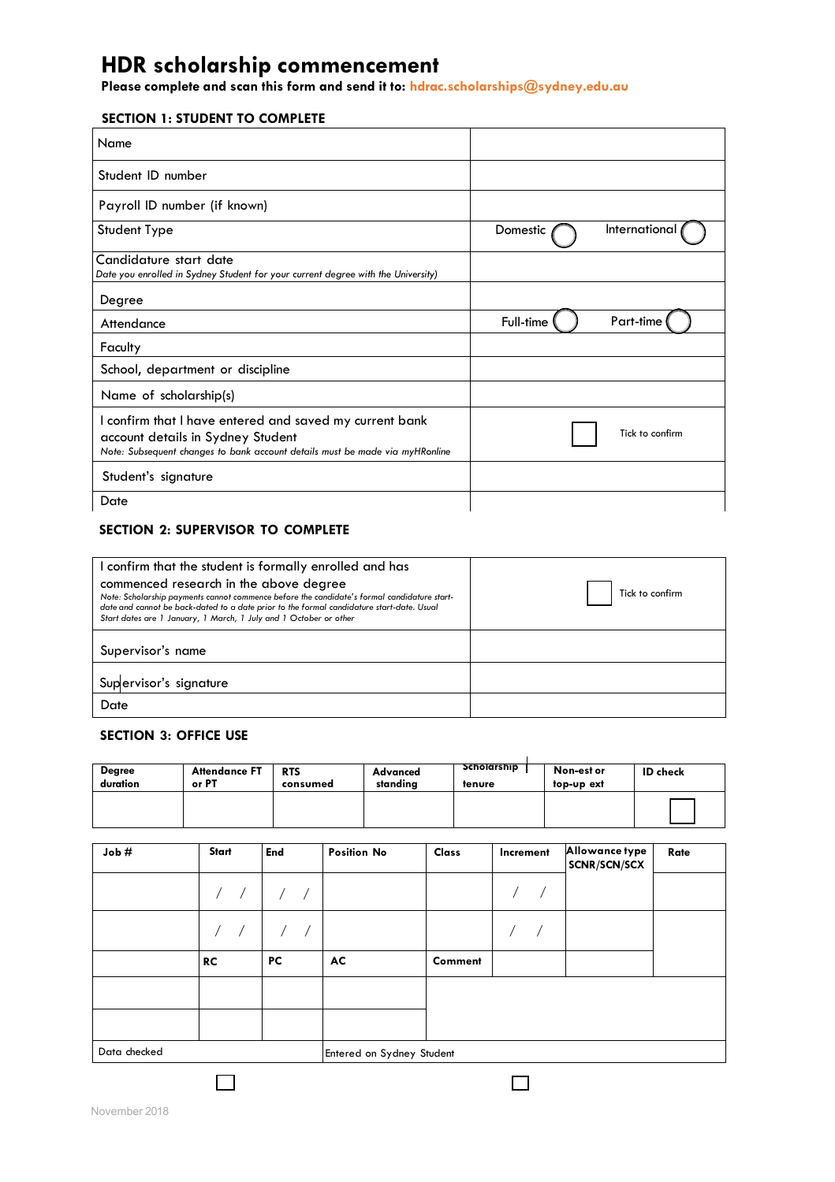# HDR scholarship commencement

**Please complete and scan this form and send it to: hdrac.scholarships@sydney.edu.au**

## SECTION 1: STUDENT TO COMPLETE

| | |
|---|---|
| Name | |
| Student ID number | |
| Payroll ID number (if known) | |
| Student Type | Domestic ◯ International ◯ |
| Candidature start date<br>*Date you enrolled in Sydney Student for your current degree with the University)* | |
| Degree | |
| Attendance | Full-time ◯ Part-time ◯ |
| Faculty | |
| School, department or discipline | |
| Name of scholarship(s) | |
| I confirm that I have entered and saved my current bank account details in Sydney Student<br>*Note: Subsequent changes to bank account details must be made via myHRonline* | ☐ Tick to confirm |
| Student's signature | |
| Date | |

## SECTION 2: SUPERVISOR TO COMPLETE

| | |
|---|---|
| I confirm that the student is formally enrolled and has commenced research in the above degree<br>*Note: Scholarship payments cannot commence before the candidate's formal candidature start-date and cannot be back-dated to a date prior to the formal candidature start-date. Usual Start dates are 1 January, 1 March, 1 July and 1 October or other* | ☐ Tick to confirm |
| Supervisor's name | |
| Supervisor's signature | |
| Date | |

## SECTION 3: OFFICE USE

| Degree duration | Attendance FT or PT | RTS consumed | Advanced standing | Scholarship tenure | Non-est or top-up ext | ID check |
|---|---|---|---|---|---|---|
| | | | | | | ☐ |

| Job # | Start | End | Position No | Class | Increment | Allowance type SCNR/SCN/SCX | Rate |
|---|---|---|---|---|---|---|---|
| | / / | / / | | | / / | | |
| | / / | / / | | | / / | | |
| | RC | PC | AC | Comment | | | |
| | | | | | | | |
| | | | | | | | |
| Data checked ☐ | | | Entered on Sydney Student ☐ | | | | |

November 2018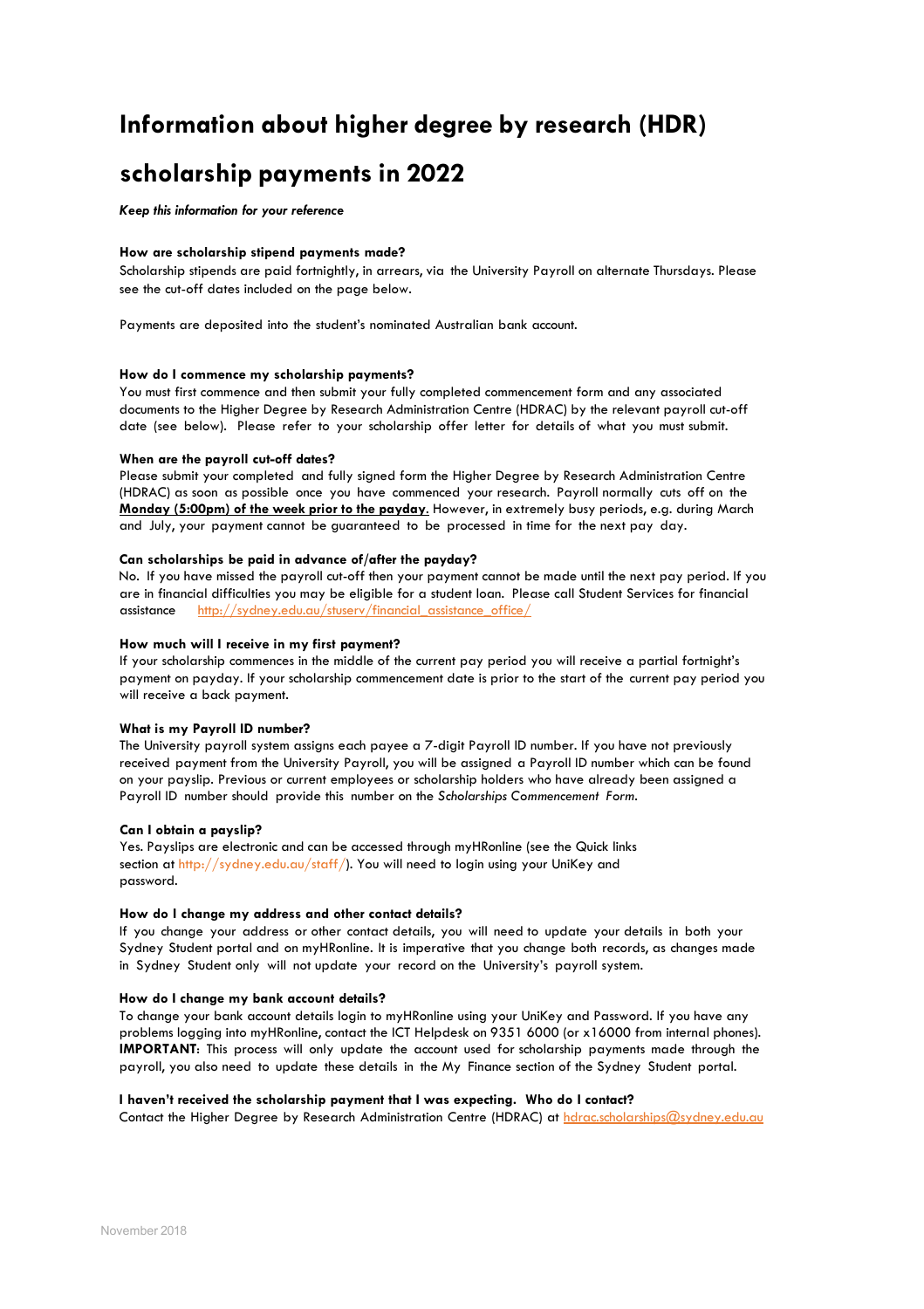# Information about higher degree by research (HDR) scholarship payments in 2022

***Keep this information for your reference***

**How are scholarship stipend payments made?**
Scholarship stipends are paid fortnightly, in arrears, via the University Payroll on alternate Thursdays. Please see the cut-off dates included on the page below.

Payments are deposited into the student's nominated Australian bank account.

**How do I commence my scholarship payments?**
You must first commence and then submit your fully completed commencement form and any associated documents to the Higher Degree by Research Administration Centre (HDRAC) by the relevant payroll cut-off date (see below). Please refer to your scholarship offer letter for details of what you must submit.

**When are the payroll cut-off dates?**
Please submit your completed and fully signed form the Higher Degree by Research Administration Centre (HDRAC) as soon as possible once you have commenced your research. Payroll normally cuts off on the **Monday (5:00pm) of the week prior to the payday**. However, in extremely busy periods, e.g. during March and July, your payment cannot be guaranteed to be processed in time for the next pay day.

**Can scholarships be paid in advance of/after the payday?**
No. If you have missed the payroll cut-off then your payment cannot be made until the next pay period. If you are in financial difficulties you may be eligible for a student loan. Please call Student Services for financial assistance http://sydney.edu.au/stuserv/financial_assistance_office/

**How much will I receive in my first payment?**
If your scholarship commences in the middle of the current pay period you will receive a partial fortnight's payment on payday. If your scholarship commencement date is prior to the start of the current pay period you will receive a back payment.

**What is my Payroll ID number?**
The University payroll system assigns each payee a 7-digit Payroll ID number. If you have not previously received payment from the University Payroll, you will be assigned a Payroll ID number which can be found on your payslip. Previous or current employees or scholarship holders who have already been assigned a Payroll ID number should provide this number on the *Scholarships Commencement Form*.

**Can I obtain a payslip?**
Yes. Payslips are electronic and can be accessed through myHRonline (see the Quick links section at http://sydney.edu.au/staff/). You will need to login using your UniKey and password.

**How do I change my address and other contact details?**
If you change your address or other contact details, you will need to update your details in both your Sydney Student portal and on myHRonline. It is imperative that you change both records, as changes made in Sydney Student only will not update your record on the University's payroll system.

**How do I change my bank account details?**
To change your bank account details login to myHRonline using your UniKey and Password. If you have any problems logging into myHRonline, contact the ICT Helpdesk on 9351 6000 (or x16000 from internal phones). **IMPORTANT**: This process will only update the account used for scholarship payments made through the payroll, you also need to update these details in the My Finance section of the Sydney Student portal.

**I haven't received the scholarship payment that I was expecting. Who do I contact?**
Contact the Higher Degree by Research Administration Centre (HDRAC) at hdrac.scholarships@sydney.edu.au

November 2018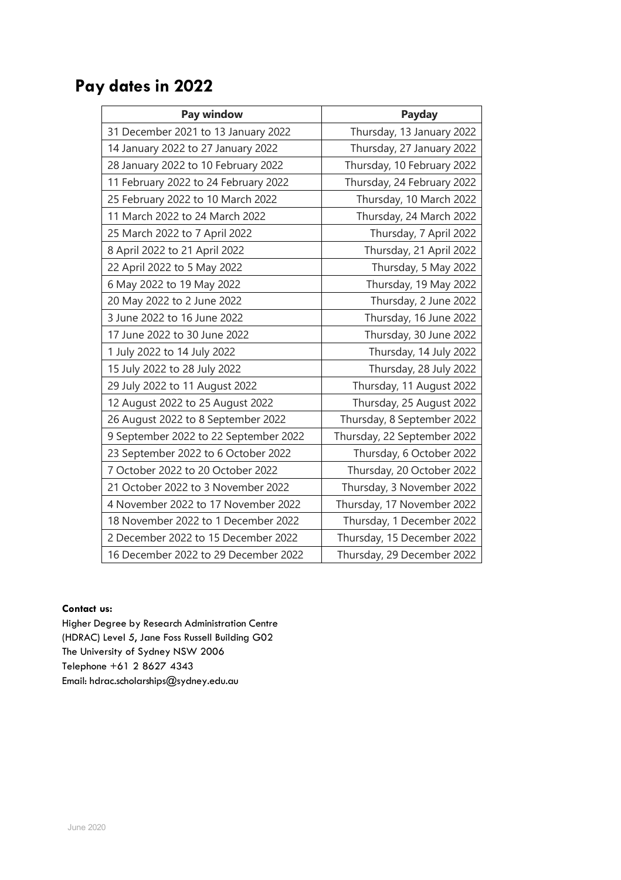## Pay dates in 2022

| Pay window | Payday |
|---|---|
| 31 December 2021 to 13 January 2022 | Thursday, 13 January 2022 |
| 14 January 2022 to 27 January 2022 | Thursday, 27 January 2022 |
| 28 January 2022 to 10 February 2022 | Thursday, 10 February 2022 |
| 11 February 2022 to 24 February 2022 | Thursday, 24 February 2022 |
| 25 February 2022 to 10 March 2022 | Thursday, 10 March 2022 |
| 11 March 2022 to 24 March 2022 | Thursday, 24 March 2022 |
| 25 March 2022 to 7 April 2022 | Thursday, 7 April 2022 |
| 8 April 2022 to 21 April 2022 | Thursday, 21 April 2022 |
| 22 April 2022 to 5 May 2022 | Thursday, 5 May 2022 |
| 6 May 2022 to 19 May 2022 | Thursday, 19 May 2022 |
| 20 May 2022 to 2 June 2022 | Thursday, 2 June 2022 |
| 3 June 2022 to 16 June 2022 | Thursday, 16 June 2022 |
| 17 June 2022 to 30 June 2022 | Thursday, 30 June 2022 |
| 1 July 2022 to 14 July 2022 | Thursday, 14 July 2022 |
| 15 July 2022 to 28 July 2022 | Thursday, 28 July 2022 |
| 29 July 2022 to 11 August 2022 | Thursday, 11 August 2022 |
| 12 August 2022 to 25 August 2022 | Thursday, 25 August 2022 |
| 26 August 2022 to 8 September 2022 | Thursday, 8 September 2022 |
| 9 September 2022 to 22 September 2022 | Thursday, 22 September 2022 |
| 23 September 2022 to 6 October 2022 | Thursday, 6 October 2022 |
| 7 October 2022 to 20 October 2022 | Thursday, 20 October 2022 |
| 21 October 2022 to 3 November 2022 | Thursday, 3 November 2022 |
| 4 November 2022 to 17 November 2022 | Thursday, 17 November 2022 |
| 18 November 2022 to 1 December 2022 | Thursday, 1 December 2022 |
| 2 December 2022 to 15 December 2022 | Thursday, 15 December 2022 |
| 16 December 2022 to 29 December 2022 | Thursday, 29 December 2022 |

**Contact us:**

Higher Degree by Research Administration Centre
(HDRAC) Level 5, Jane Foss Russell Building G02
The University of Sydney NSW 2006
Telephone +61 2 8627 4343
Email: hdrac.scholarships@sydney.edu.au